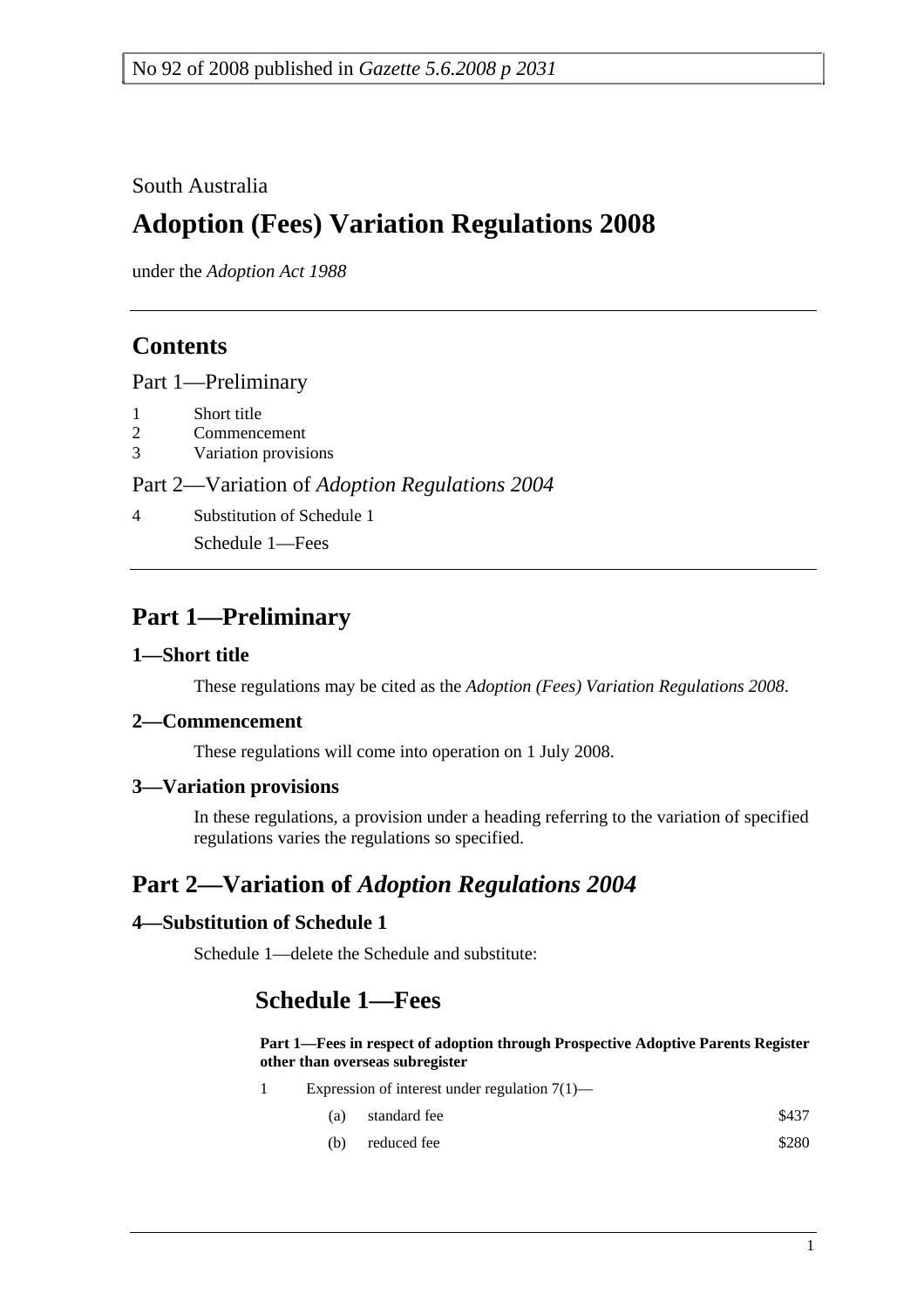No 92 of 2008 published in *Gazette 5.6.2008 p 2031*

South Australia

# Adoption (Fees) Variation Regulations 2008

under the *Adoption Act 1988*

## Contents

Part 1—Preliminary

1 Short title
2 Commencement
3 Variation provisions

Part 2—Variation of *Adoption Regulations 2004*

4 Substitution of Schedule 1

Schedule 1—Fees

## Part 1—Preliminary

### 1—Short title

These regulations may be cited as the *Adoption (Fees) Variation Regulations 2008*.

### 2—Commencement

These regulations will come into operation on 1 July 2008.

### 3—Variation provisions

In these regulations, a provision under a heading referring to the variation of specified regulations varies the regulations so specified.

## Part 2—Variation of *Adoption Regulations 2004*

### 4—Substitution of Schedule 1

Schedule 1—delete the Schedule and substitute:

## Schedule 1—Fees

**Part 1—Fees in respect of adoption through Prospective Adoptive Parents Register other than overseas subregister**

1 Expression of interest under regulation 7(1)—

| | | |
|---|---|---|
| (a) | standard fee | $437 |
| (b) | reduced fee | $280 |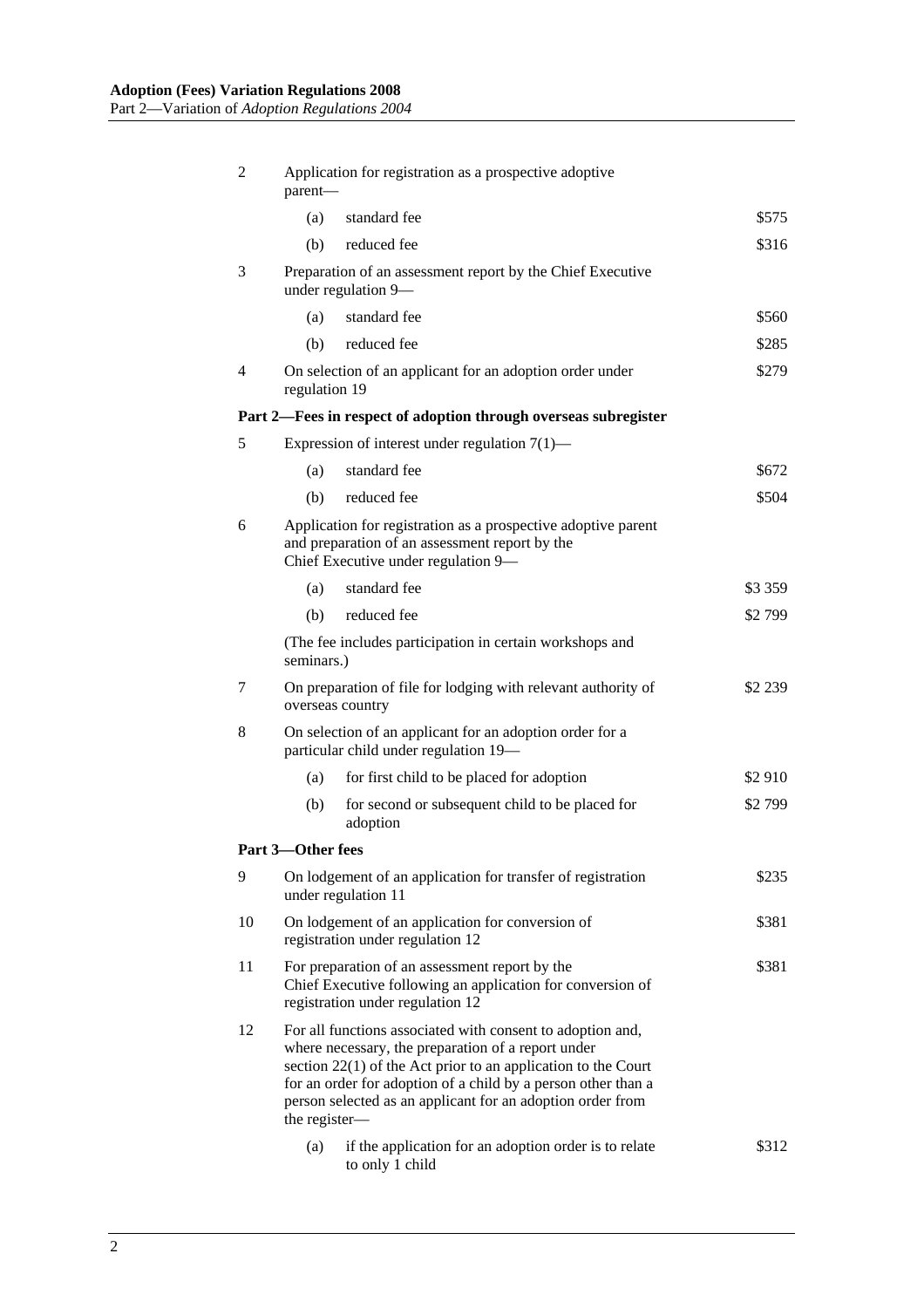| | | | |
|---|---|---|---|
| 2 | Application for registration as a prospective adoptive parent— | | |
| | (a) | standard fee | $575 |
| | (b) | reduced fee | $316 |
| 3 | Preparation of an assessment report by the Chief Executive under regulation 9— | | |
| | (a) | standard fee | $560 |
| | (b) | reduced fee | $285 |
| 4 | On selection of an applicant for an adoption order under regulation 19 | | $279 |
| **Part 2—Fees in respect of adoption through overseas subregister** | | | |
| 5 | Expression of interest under regulation 7(1)— | | |
| | (a) | standard fee | $672 |
| | (b) | reduced fee | $504 |
| 6 | Application for registration as a prospective adoptive parent and preparation of an assessment report by the Chief Executive under regulation 9— | | |
| | (a) | standard fee | $3 359 |
| | (b) | reduced fee | $2 799 |
| | (The fee includes participation in certain workshops and seminars.) | | |
| 7 | On preparation of file for lodging with relevant authority of overseas country | | $2 239 |
| 8 | On selection of an applicant for an adoption order for a particular child under regulation 19— | | |
| | (a) | for first child to be placed for adoption | $2 910 |
| | (b) | for second or subsequent child to be placed for adoption | $2 799 |
| **Part 3—Other fees** | | | |
| 9 | On lodgement of an application for transfer of registration under regulation 11 | | $235 |
| 10 | On lodgement of an application for conversion of registration under regulation 12 | | $381 |
| 11 | For preparation of an assessment report by the Chief Executive following an application for conversion of registration under regulation 12 | | $381 |
| 12 | For all functions associated with consent to adoption and, where necessary, the preparation of a report under section 22(1) of the Act prior to an application to the Court for an order for adoption of a child by a person other than a person selected as an applicant for an adoption order from the register— | | |
| | (a) | if the application for an adoption order is to relate to only 1 child | $312 |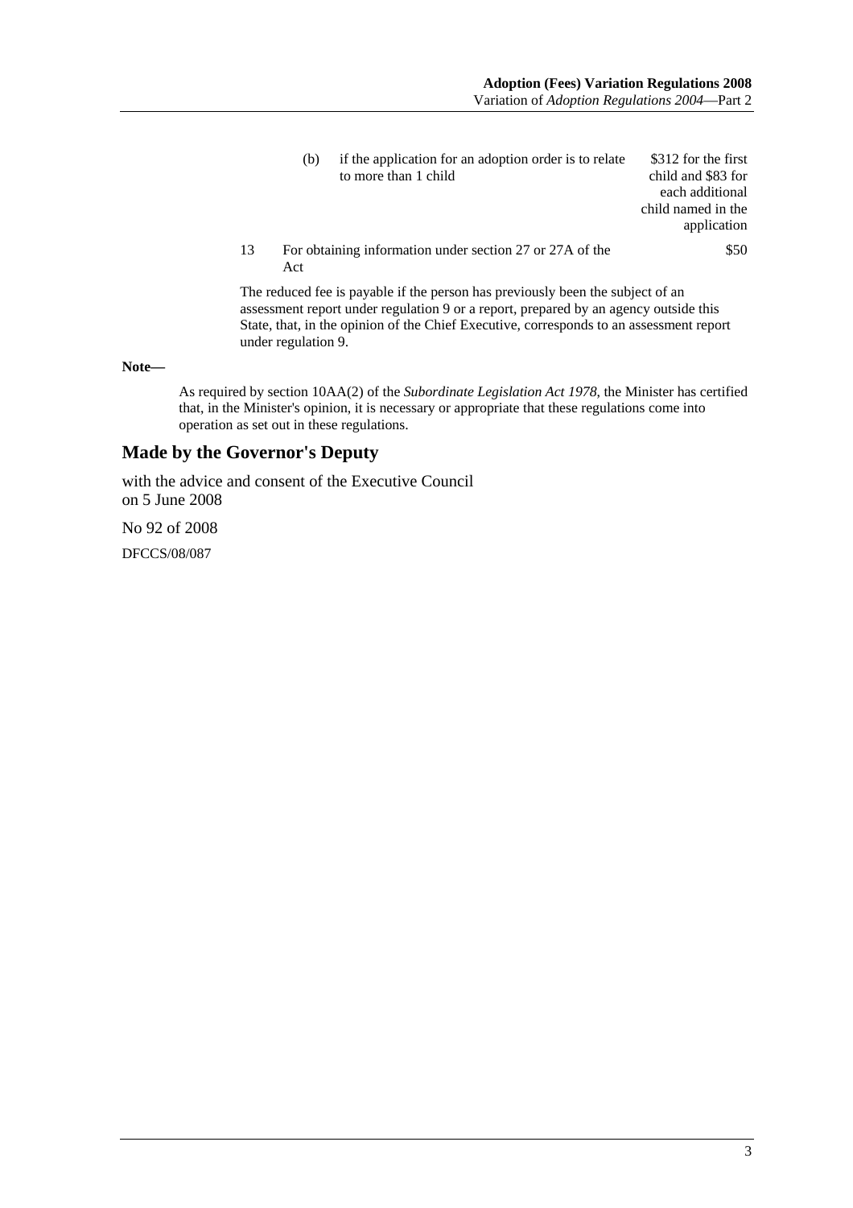| | | | |
|---|---|---|---|
| | (b) | if the application for an adoption order is to relate to more than 1 child | \$312 for the first child and \$83 for each additional child named in the application |
| 13 | | For obtaining information under section 27 or 27A of the Act | \$50 |

The reduced fee is payable if the person has previously been the subject of an assessment report under regulation 9 or a report, prepared by an agency outside this State, that, in the opinion of the Chief Executive, corresponds to an assessment report under regulation 9.

**Note—**

As required by section 10AA(2) of the *Subordinate Legislation Act 1978*, the Minister has certified that, in the Minister's opinion, it is necessary or appropriate that these regulations come into operation as set out in these regulations.

## Made by the Governor's Deputy

with the advice and consent of the Executive Council on 5 June 2008

No 92 of 2008

DFCCS/08/087